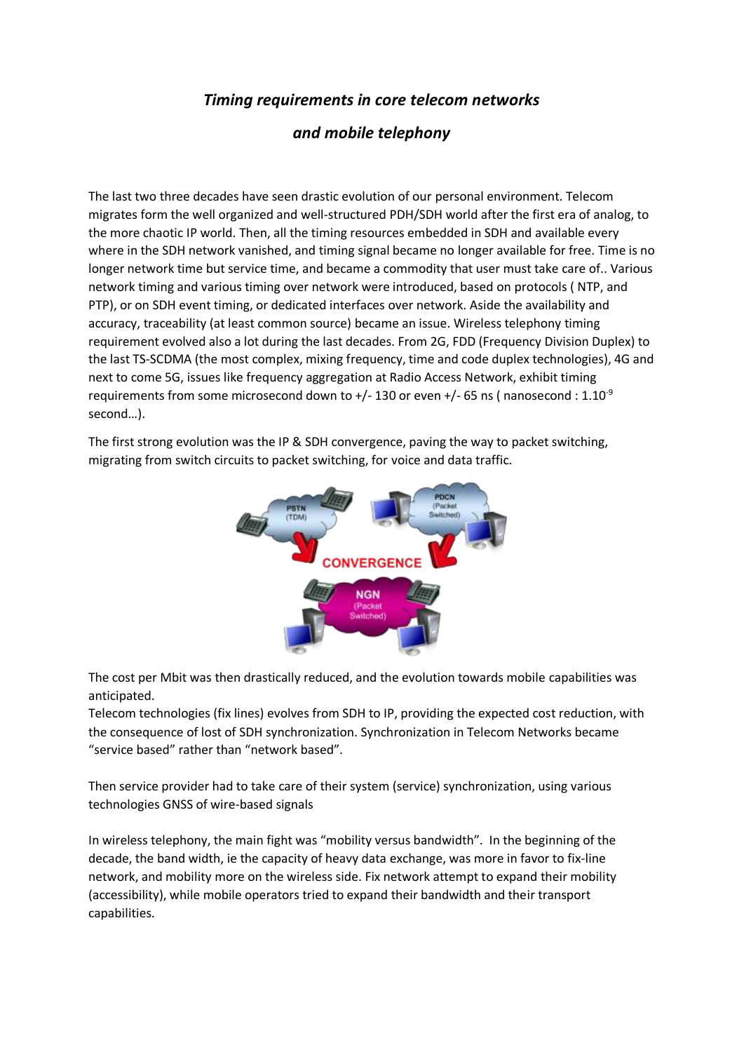# *Timing requirements in core telecom networks and mobile telephony*

The last two three decades have seen drastic evolution of our personal environment. Telecom migrates form the well organized and well-structured PDH/SDH world after the first era of analog, to the more chaotic IP world. Then, all the timing resources embedded in SDH and available every where in the SDH network vanished, and timing signal became no longer available for free. Time is no longer network time but service time, and became a commodity that user must take care of.. Various network timing and various timing over network were introduced, based on protocols ( NTP, and PTP), or on SDH event timing, or dedicated interfaces over network. Aside the availability and accuracy, traceability (at least common source) became an issue. Wireless telephony timing requirement evolved also a lot during the last decades. From 2G, FDD (Frequency Division Duplex) to the last TS-SCDMA (the most complex, mixing frequency, time and code duplex technologies), 4G and next to come 5G, issues like frequency aggregation at Radio Access Network, exhibit timing requirements from some microsecond down to +/- 130 or even +/- 65 ns ( nanosecond : $1.10^{-9}$ second…).

The first strong evolution was the IP & SDH convergence, paving the way to packet switching, migrating from switch circuits to packet switching, for voice and data traffic.

The cost per Mbit was then drastically reduced, and the evolution towards mobile capabilities was anticipated.
Telecom technologies (fix lines) evolves from SDH to IP, providing the expected cost reduction, with the consequence of lost of SDH synchronization. Synchronization in Telecom Networks became "service based" rather than "network based".

Then service provider had to take care of their system (service) synchronization, using various technologies GNSS of wire-based signals

In wireless telephony, the main fight was "mobility versus bandwidth". In the beginning of the decade, the band width, ie the capacity of heavy data exchange, was more in favor to fix-line network, and mobility more on the wireless side. Fix network attempt to expand their mobility (accessibility), while mobile operators tried to expand their bandwidth and their transport capabilities.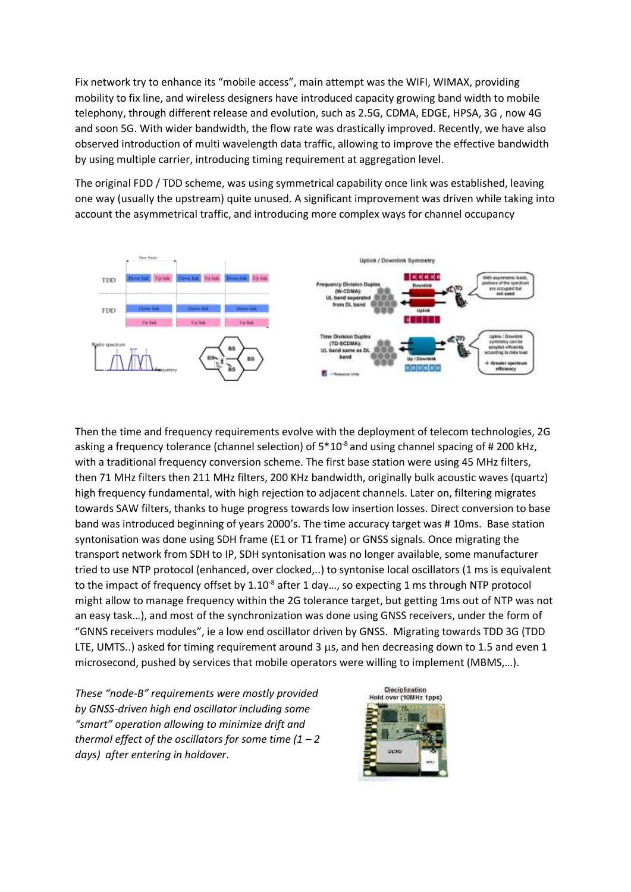Fix network try to enhance its "mobile access", main attempt was the WIFI, WIMAX, providing mobility to fix line, and wireless designers have introduced capacity growing band width to mobile telephony, through different release and evolution, such as 2.5G, CDMA, EDGE, HPSA, 3G , now 4G and soon 5G. With wider bandwidth, the flow rate was drastically improved. Recently, we have also observed introduction of multi wavelength data traffic, allowing to improve the effective bandwidth by using multiple carrier, introducing timing requirement at aggregation level.

The original FDD / TDD scheme, was using symmetrical capability once link was established, leaving one way (usually the upstream) quite unused. A significant improvement was driven while taking into account the asymmetrical traffic, and introducing more complex ways for channel occupancy

Then the time and frequency requirements evolve with the deployment of telecom technologies, 2G asking a frequency tolerance (channel selection) of $5*10^{-8}$ and using channel spacing of # 200 kHz, with a traditional frequency conversion scheme. The first base station were using 45 MHz filters, then 71 MHz filters then 211 MHz filters, 200 KHz bandwidth, originally bulk acoustic waves (quartz) high frequency fundamental, with high rejection to adjacent channels. Later on, filtering migrates towards SAW filters, thanks to huge progress towards low insertion losses. Direct conversion to base band was introduced beginning of years 2000's. The time accuracy target was # 10ms. Base station syntonisation was done using SDH frame (E1 or T1 frame) or GNSS signals. Once migrating the transport network from SDH to IP, SDH syntonisation was no longer available, some manufacturer tried to use NTP protocol (enhanced, over clocked,..) to syntonise local oscillators (1 ms is equivalent to the impact of frequency offset by $1.10^{-8}$ after 1 day…, so expecting 1 ms through NTP protocol might allow to manage frequency within the 2G tolerance target, but getting 1ms out of NTP was not an easy task…), and most of the synchronization was done using GNSS receivers, under the form of "GNNS receivers modules", ie a low end oscillator driven by GNSS. Migrating towards TDD 3G (TDD LTE, UMTS..) asked for timing requirement around 3 µs, and hen decreasing down to 1.5 and even 1 microsecond, pushed by services that mobile operators were willing to implement (MBMS,…).

*These "node-B" requirements were mostly provided by GNSS-driven high end oscillator including some "smart" operation allowing to minimize drift and thermal effect of the oscillators for some time (1 – 2 days) after entering in holdover.*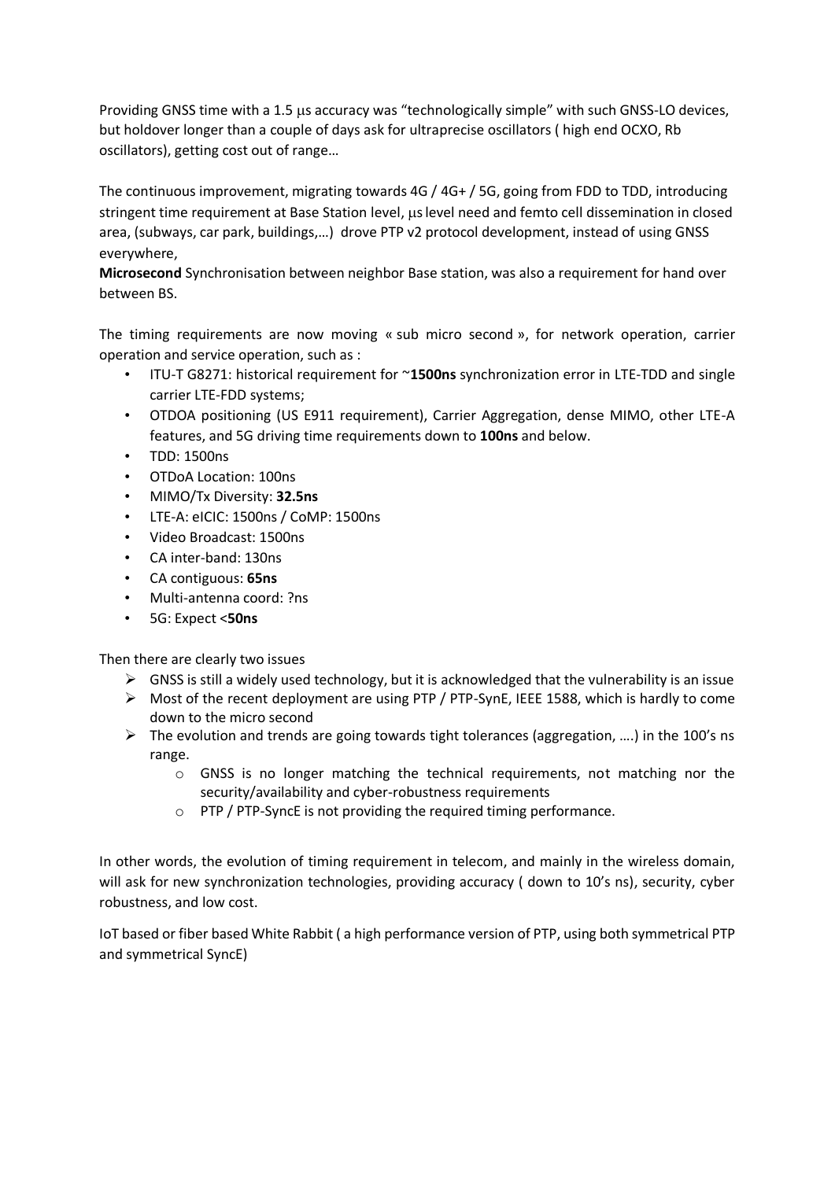Providing GNSS time with a 1.5 μs accuracy was "technologically simple" with such GNSS-LO devices, but holdover longer than a couple of days ask for ultraprecise oscillators ( high end OCXO, Rb oscillators), getting cost out of range…

The continuous improvement, migrating towards 4G / 4G+ / 5G, going from FDD to TDD, introducing stringent time requirement at Base Station level, μs level need and femto cell dissemination in closed area, (subways, car park, buildings,…) drove PTP v2 protocol development, instead of using GNSS everywhere,

**Microsecond** Synchronisation between neighbor Base station, was also a requirement for hand over between BS.

The timing requirements are now moving « sub micro second », for network operation, carrier operation and service operation, such as :

- ITU-T G8271: historical requirement for ~**1500ns** synchronization error in LTE-TDD and single carrier LTE-FDD systems;
- OTDOA positioning (US E911 requirement), Carrier Aggregation, dense MIMO, other LTE-A features, and 5G driving time requirements down to **100ns** and below.
- TDD: 1500ns
- OTDoA Location: 100ns
- MIMO/Tx Diversity: **32.5ns**
- LTE-A: eICIC: 1500ns / CoMP: 1500ns
- Video Broadcast: 1500ns
- CA inter-band: 130ns
- CA contiguous: **65ns**
- Multi-antenna coord: ?ns
- 5G: Expect <**50ns**

Then there are clearly two issues

- GNSS is still a widely used technology, but it is acknowledged that the vulnerability is an issue
- Most of the recent deployment are using PTP / PTP-SynE, IEEE 1588, which is hardly to come down to the micro second
- The evolution and trends are going towards tight tolerances (aggregation, ….) in the 100's ns range.
    - GNSS is no longer matching the technical requirements, not matching nor the security/availability and cyber-robustness requirements
    - PTP / PTP-SyncE is not providing the required timing performance.

In other words, the evolution of timing requirement in telecom, and mainly in the wireless domain, will ask for new synchronization technologies, providing accuracy ( down to 10's ns), security, cyber robustness, and low cost.

IoT based or fiber based White Rabbit ( a high performance version of PTP, using both symmetrical PTP and symmetrical SyncE)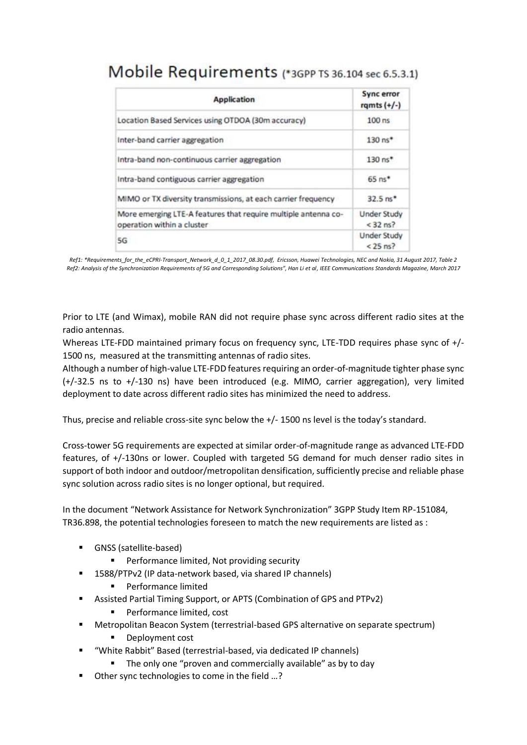# Mobile Requirements (*3GPP TS 36.104 sec 6.5.3.1)

| Application | Sync error rqmts (+/-) |
|---|---|
| Location Based Services using OTDOA (30m accuracy) | 100 ns |
| Inter-band carrier aggregation | 130 ns* |
| Intra-band non-continuous carrier aggregation | 130 ns* |
| Intra-band contiguous carrier aggregation | 65 ns* |
| MIMO or TX diversity transmissions, at each carrier frequency | 32.5 ns* |
| More emerging LTE-A features that require multiple antenna co-operation within a cluster | Under Study < 32 ns? |
| 5G | Under Study < 25 ns? |

*Ref1: *Requirements_for_the_eCPRI-Transport_Network_d_0_1_2017_08.30.pdf, Ericsson, Huawei Technologies, NEC and Nokia, 31 August 2017, Table 2*
*Ref2: Analysis of the Synchronization Requirements of 5G and Corresponding Solutions", Han Li et al, IEEE Communications Standards Magazine, March 2017*

Prior to LTE (and Wimax), mobile RAN did not require phase sync across different radio sites at the radio antennas.
Whereas LTE-FDD maintained primary focus on frequency sync, LTE-TDD requires phase sync of +/- 1500 ns, measured at the transmitting antennas of radio sites.
Although a number of high-value LTE-FDD features requiring an order-of-magnitude tighter phase sync (+/-32.5 ns to +/-130 ns) have been introduced (e.g. MIMO, carrier aggregation), very limited deployment to date across different radio sites has minimized the need to address.

Thus, precise and reliable cross-site sync below the +/- 1500 ns level is the today's standard.

Cross-tower 5G requirements are expected at similar order-of-magnitude range as advanced LTE-FDD features, of +/-130ns or lower. Coupled with targeted 5G demand for much denser radio sites in support of both indoor and outdoor/metropolitan densification, sufficiently precise and reliable phase sync solution across radio sites is no longer optional, but required.

In the document "Network Assistance for Network Synchronization" 3GPP Study Item RP-151084, TR36.898, the potential technologies foreseen to match the new requirements are listed as :

- GNSS (satellite-based)
  - Performance limited, Not providing security
- 1588/PTPv2 (IP data-network based, via shared IP channels)
  - Performance limited
- Assisted Partial Timing Support, or APTS (Combination of GPS and PTPv2)
  - Performance limited, cost
- Metropolitan Beacon System (terrestrial-based GPS alternative on separate spectrum)
  - Deployment cost
- "White Rabbit" Based (terrestrial-based, via dedicated IP channels)
  - The only one "proven and commercially available" as by to day
- Other sync technologies to come in the field …?